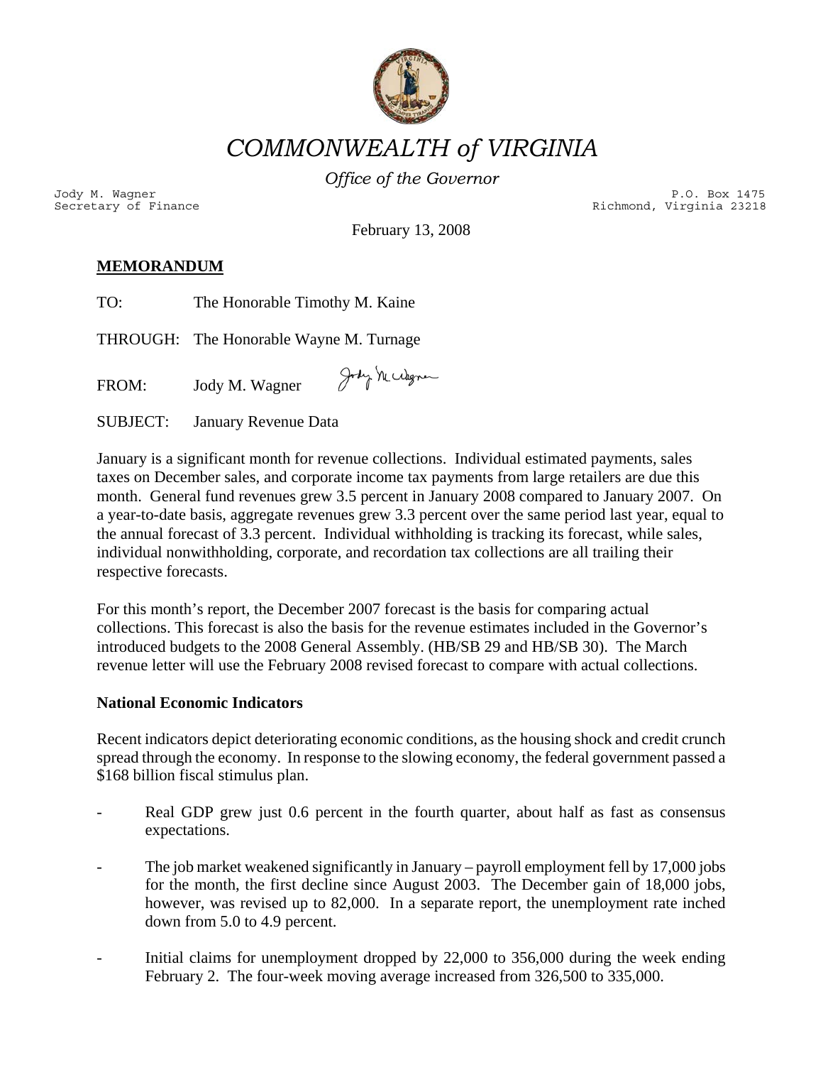# *COMMONWEALTH of VIRGINIA*

*Office of the Governor*

Jody M. Wagner
Secretary of Finance

P.O. Box 1475
Richmond, Virginia 23218

February 13, 2008

**MEMORANDUM**

TO: The Honorable Timothy M. Kaine

THROUGH: The Honorable Wayne M. Turnage

FROM: Jody M. Wagner

SUBJECT: January Revenue Data

January is a significant month for revenue collections. Individual estimated payments, sales taxes on December sales, and corporate income tax payments from large retailers are due this month. General fund revenues grew 3.5 percent in January 2008 compared to January 2007. On a year-to-date basis, aggregate revenues grew 3.3 percent over the same period last year, equal to the annual forecast of 3.3 percent. Individual withholding is tracking its forecast, while sales, individual nonwithholding, corporate, and recordation tax collections are all trailing their respective forecasts.

For this month's report, the December 2007 forecast is the basis for comparing actual collections. This forecast is also the basis for the revenue estimates included in the Governor's introduced budgets to the 2008 General Assembly. (HB/SB 29 and HB/SB 30). The March revenue letter will use the February 2008 revised forecast to compare with actual collections.

**National Economic Indicators**

Recent indicators depict deteriorating economic conditions, as the housing shock and credit crunch spread through the economy. In response to the slowing economy, the federal government passed a $168 billion fiscal stimulus plan.

- Real GDP grew just 0.6 percent in the fourth quarter, about half as fast as consensus expectations.

- The job market weakened significantly in January – payroll employment fell by 17,000 jobs for the month, the first decline since August 2003. The December gain of 18,000 jobs, however, was revised up to 82,000. In a separate report, the unemployment rate inched down from 5.0 to 4.9 percent.

- Initial claims for unemployment dropped by 22,000 to 356,000 during the week ending February 2. The four-week moving average increased from 326,500 to 335,000.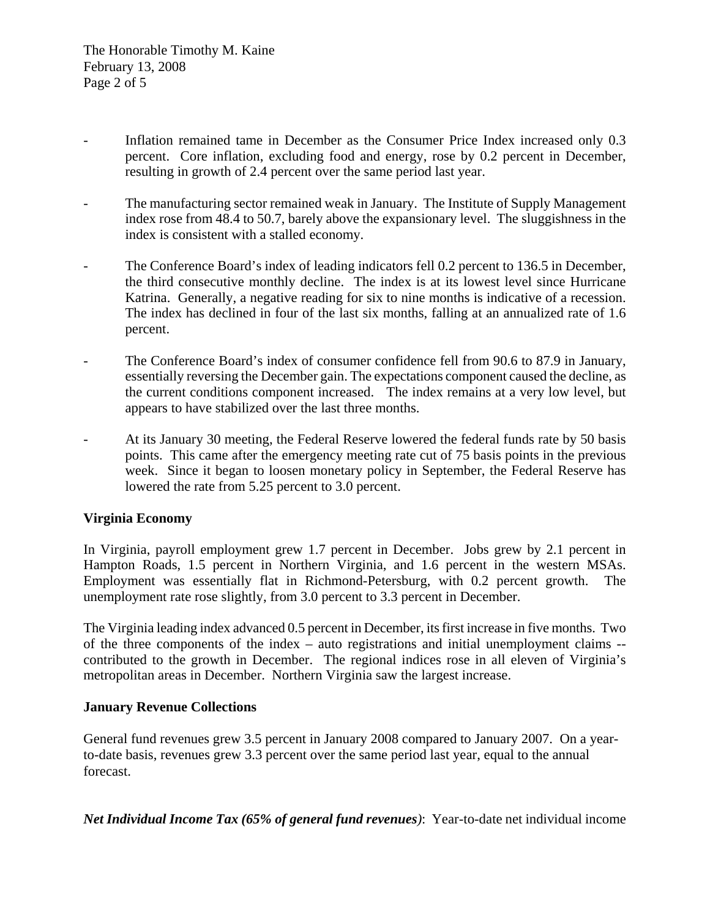- Inflation remained tame in December as the Consumer Price Index increased only 0.3 percent. Core inflation, excluding food and energy, rose by 0.2 percent in December, resulting in growth of 2.4 percent over the same period last year.

- The manufacturing sector remained weak in January. The Institute of Supply Management index rose from 48.4 to 50.7, barely above the expansionary level. The sluggishness in the index is consistent with a stalled economy.

- The Conference Board's index of leading indicators fell 0.2 percent to 136.5 in December, the third consecutive monthly decline. The index is at its lowest level since Hurricane Katrina. Generally, a negative reading for six to nine months is indicative of a recession. The index has declined in four of the last six months, falling at an annualized rate of 1.6 percent.

- The Conference Board's index of consumer confidence fell from 90.6 to 87.9 in January, essentially reversing the December gain. The expectations component caused the decline, as the current conditions component increased. The index remains at a very low level, but appears to have stabilized over the last three months.

- At its January 30 meeting, the Federal Reserve lowered the federal funds rate by 50 basis points. This came after the emergency meeting rate cut of 75 basis points in the previous week. Since it began to loosen monetary policy in September, the Federal Reserve has lowered the rate from 5.25 percent to 3.0 percent.

**Virginia Economy**

In Virginia, payroll employment grew 1.7 percent in December. Jobs grew by 2.1 percent in Hampton Roads, 1.5 percent in Northern Virginia, and 1.6 percent in the western MSAs. Employment was essentially flat in Richmond-Petersburg, with 0.2 percent growth. The unemployment rate rose slightly, from 3.0 percent to 3.3 percent in December.

The Virginia leading index advanced 0.5 percent in December, its first increase in five months. Two of the three components of the index – auto registrations and initial unemployment claims -- contributed to the growth in December. The regional indices rose in all eleven of Virginia's metropolitan areas in December. Northern Virginia saw the largest increase.

**January Revenue Collections**

General fund revenues grew 3.5 percent in January 2008 compared to January 2007. On a year-to-date basis, revenues grew 3.3 percent over the same period last year, equal to the annual forecast.

***Net Individual Income Tax (65% of general fund revenues)***: Year-to-date net individual income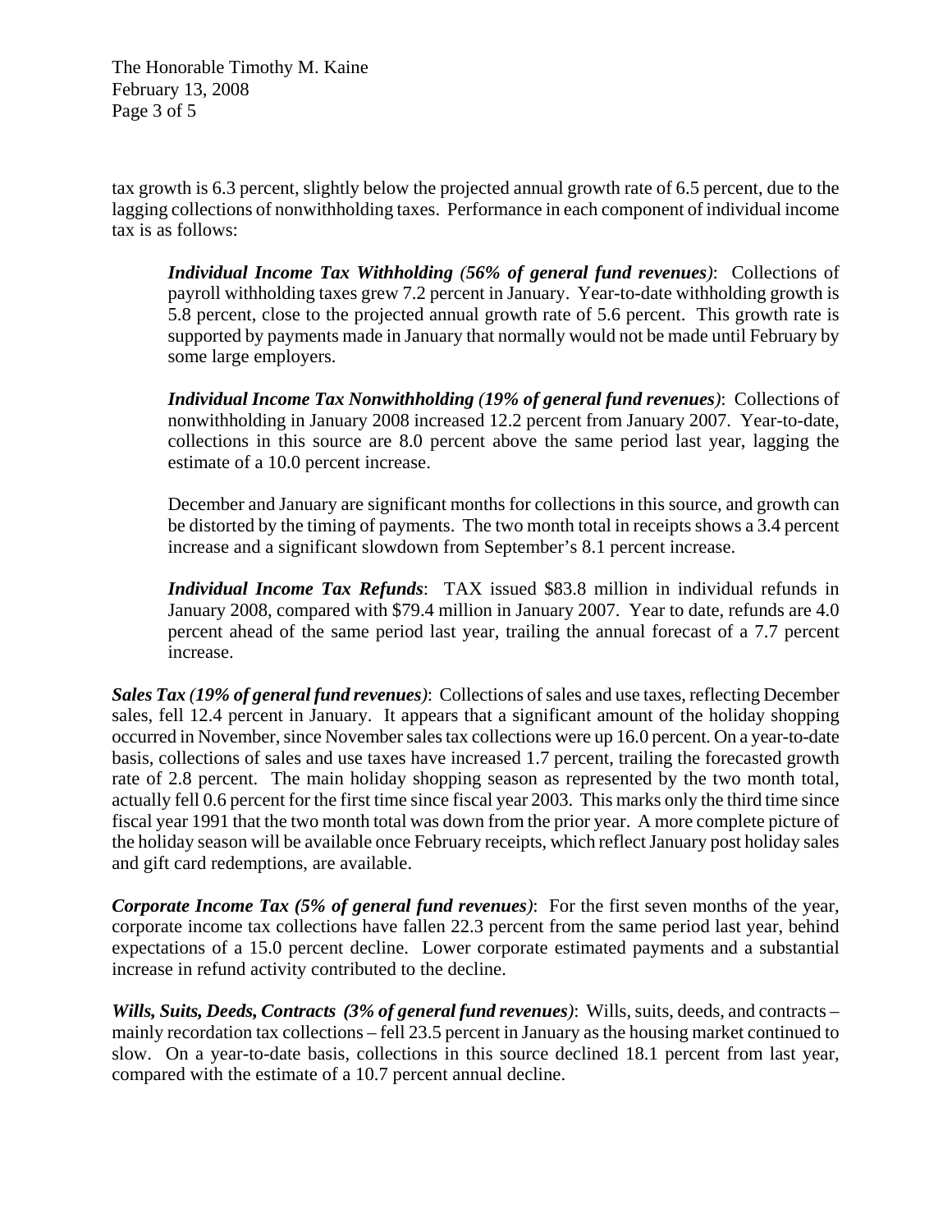tax growth is 6.3 percent, slightly below the projected annual growth rate of 6.5 percent, due to the lagging collections of nonwithholding taxes. Performance in each component of individual income tax is as follows:

> ***Individual Income Tax Withholding (56% of general fund revenues)***: Collections of payroll withholding taxes grew 7.2 percent in January. Year-to-date withholding growth is 5.8 percent, close to the projected annual growth rate of 5.6 percent. This growth rate is supported by payments made in January that normally would not be made until February by some large employers.
>
> ***Individual Income Tax Nonwithholding (19% of general fund revenues)***: Collections of nonwithholding in January 2008 increased 12.2 percent from January 2007. Year-to-date, collections in this source are 8.0 percent above the same period last year, lagging the estimate of a 10.0 percent increase.
>
> December and January are significant months for collections in this source, and growth can be distorted by the timing of payments. The two month total in receipts shows a 3.4 percent increase and a significant slowdown from September's 8.1 percent increase.
>
> ***Individual Income Tax Refunds***: TAX issued $83.8 million in individual refunds in January 2008, compared with $79.4 million in January 2007. Year to date, refunds are 4.0 percent ahead of the same period last year, trailing the annual forecast of a 7.7 percent increase.

***Sales Tax (19% of general fund revenues)***: Collections of sales and use taxes, reflecting December sales, fell 12.4 percent in January. It appears that a significant amount of the holiday shopping occurred in November, since November sales tax collections were up 16.0 percent. On a year-to-date basis, collections of sales and use taxes have increased 1.7 percent, trailing the forecasted growth rate of 2.8 percent. The main holiday shopping season as represented by the two month total, actually fell 0.6 percent for the first time since fiscal year 2003. This marks only the third time since fiscal year 1991 that the two month total was down from the prior year. A more complete picture of the holiday season will be available once February receipts, which reflect January post holiday sales and gift card redemptions, are available.

***Corporate Income Tax (5% of general fund revenues)***: For the first seven months of the year, corporate income tax collections have fallen 22.3 percent from the same period last year, behind expectations of a 15.0 percent decline. Lower corporate estimated payments and a substantial increase in refund activity contributed to the decline.

***Wills, Suits, Deeds, Contracts (3% of general fund revenues)***: Wills, suits, deeds, and contracts – mainly recordation tax collections – fell 23.5 percent in January as the housing market continued to slow. On a year-to-date basis, collections in this source declined 18.1 percent from last year, compared with the estimate of a 10.7 percent annual decline.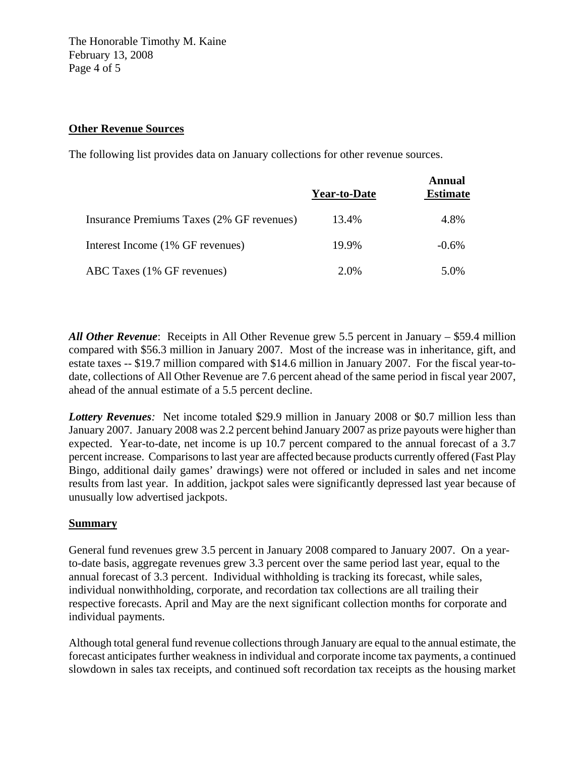**Other Revenue Sources**

The following list provides data on January collections for other revenue sources.

| | Year-to-Date | Annual Estimate |
|---|---|---|
| Insurance Premiums Taxes (2% GF revenues) | 13.4% | 4.8% |
| Interest Income (1% GF revenues) | 19.9% | -0.6% |
| ABC Taxes (1% GF revenues) | 2.0% | 5.0% |

***All Other Revenue***: Receipts in All Other Revenue grew 5.5 percent in January – $59.4 million compared with $56.3 million in January 2007. Most of the increase was in inheritance, gift, and estate taxes -- $19.7 million compared with $14.6 million in January 2007. For the fiscal year-to-date, collections of All Other Revenue are 7.6 percent ahead of the same period in fiscal year 2007, ahead of the annual estimate of a 5.5 percent decline.

***Lottery Revenues****:* Net income totaled $29.9 million in January 2008 or $0.7 million less than January 2007. January 2008 was 2.2 percent behind January 2007 as prize payouts were higher than expected. Year-to-date, net income is up 10.7 percent compared to the annual forecast of a 3.7 percent increase. Comparisons to last year are affected because products currently offered (Fast Play Bingo, additional daily games' drawings) were not offered or included in sales and net income results from last year. In addition, jackpot sales were significantly depressed last year because of unusually low advertised jackpots.

**Summary**

General fund revenues grew 3.5 percent in January 2008 compared to January 2007. On a year-to-date basis, aggregate revenues grew 3.3 percent over the same period last year, equal to the annual forecast of 3.3 percent. Individual withholding is tracking its forecast, while sales, individual nonwithholding, corporate, and recordation tax collections are all trailing their respective forecasts. April and May are the next significant collection months for corporate and individual payments.

Although total general fund revenue collections through January are equal to the annual estimate, the forecast anticipates further weakness in individual and corporate income tax payments, a continued slowdown in sales tax receipts, and continued soft recordation tax receipts as the housing market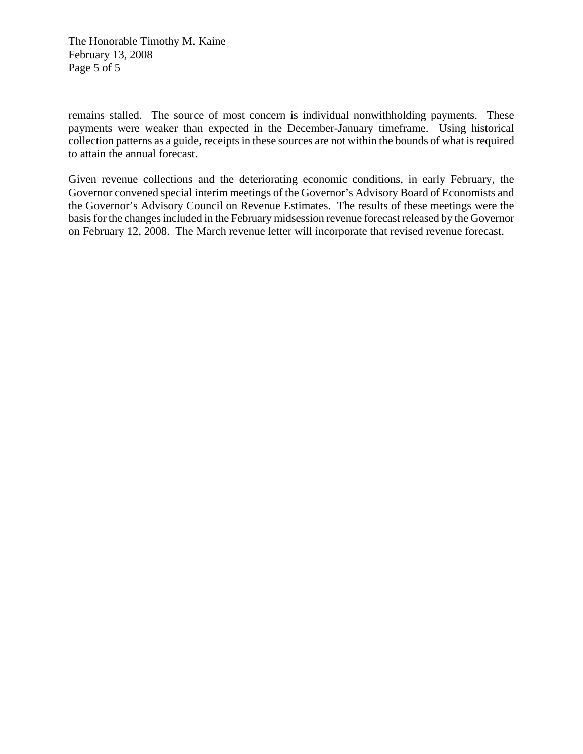remains stalled. The source of most concern is individual nonwithholding payments. These payments were weaker than expected in the December-January timeframe. Using historical collection patterns as a guide, receipts in these sources are not within the bounds of what is required to attain the annual forecast.

Given revenue collections and the deteriorating economic conditions, in early February, the Governor convened special interim meetings of the Governor's Advisory Board of Economists and the Governor's Advisory Council on Revenue Estimates. The results of these meetings were the basis for the changes included in the February midsession revenue forecast released by the Governor on February 12, 2008. The March revenue letter will incorporate that revised revenue forecast.